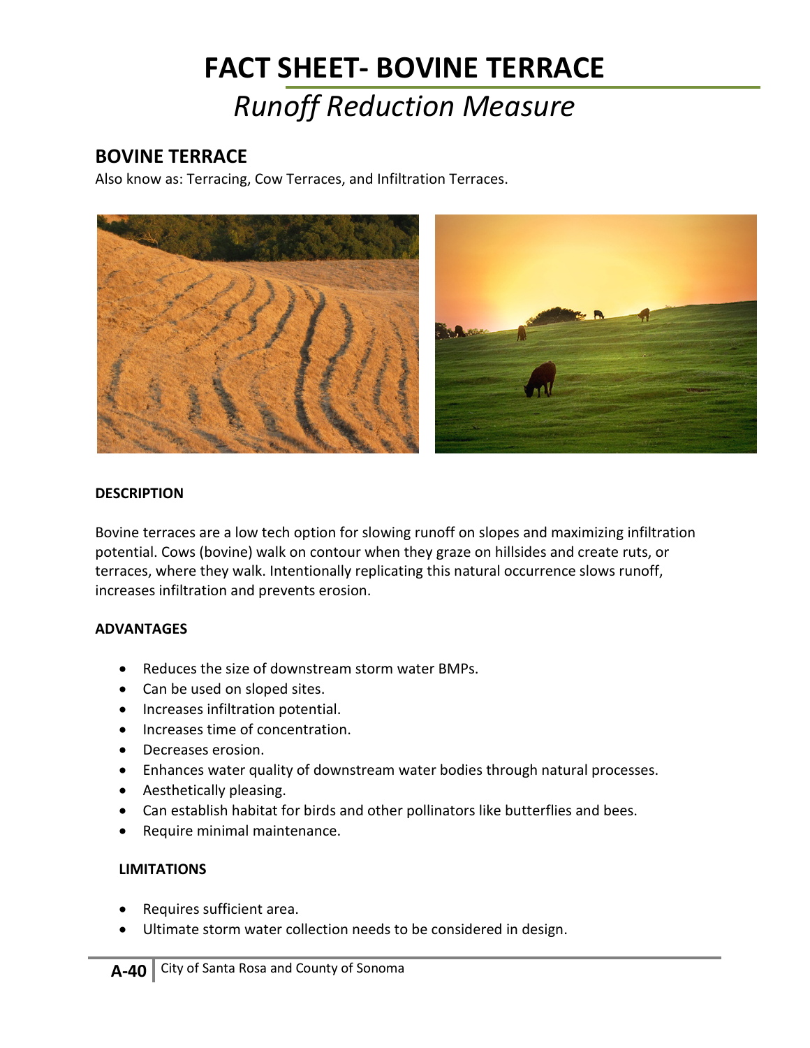# FACT SHEET- BOVINE TERRACE

## *Runoff Reduction Measure*

## BOVINE TERRACE

Also know as: Terracing, Cow Terraces, and Infiltration Terraces.

**DESCRIPTION**

Bovine terraces are a low tech option for slowing runoff on slopes and maximizing infiltration potential. Cows (bovine) walk on contour when they graze on hillsides and create ruts, or terraces, where they walk. Intentionally replicating this natural occurrence slows runoff, increases infiltration and prevents erosion.

**ADVANTAGES**

- Reduces the size of downstream storm water BMPs.
- Can be used on sloped sites.
- Increases infiltration potential.
- Increases time of concentration.
- Decreases erosion.
- Enhances water quality of downstream water bodies through natural processes.
- Aesthetically pleasing.
- Can establish habitat for birds and other pollinators like butterflies and bees.
- Require minimal maintenance.

**LIMITATIONS**

- Requires sufficient area.
- Ultimate storm water collection needs to be considered in design.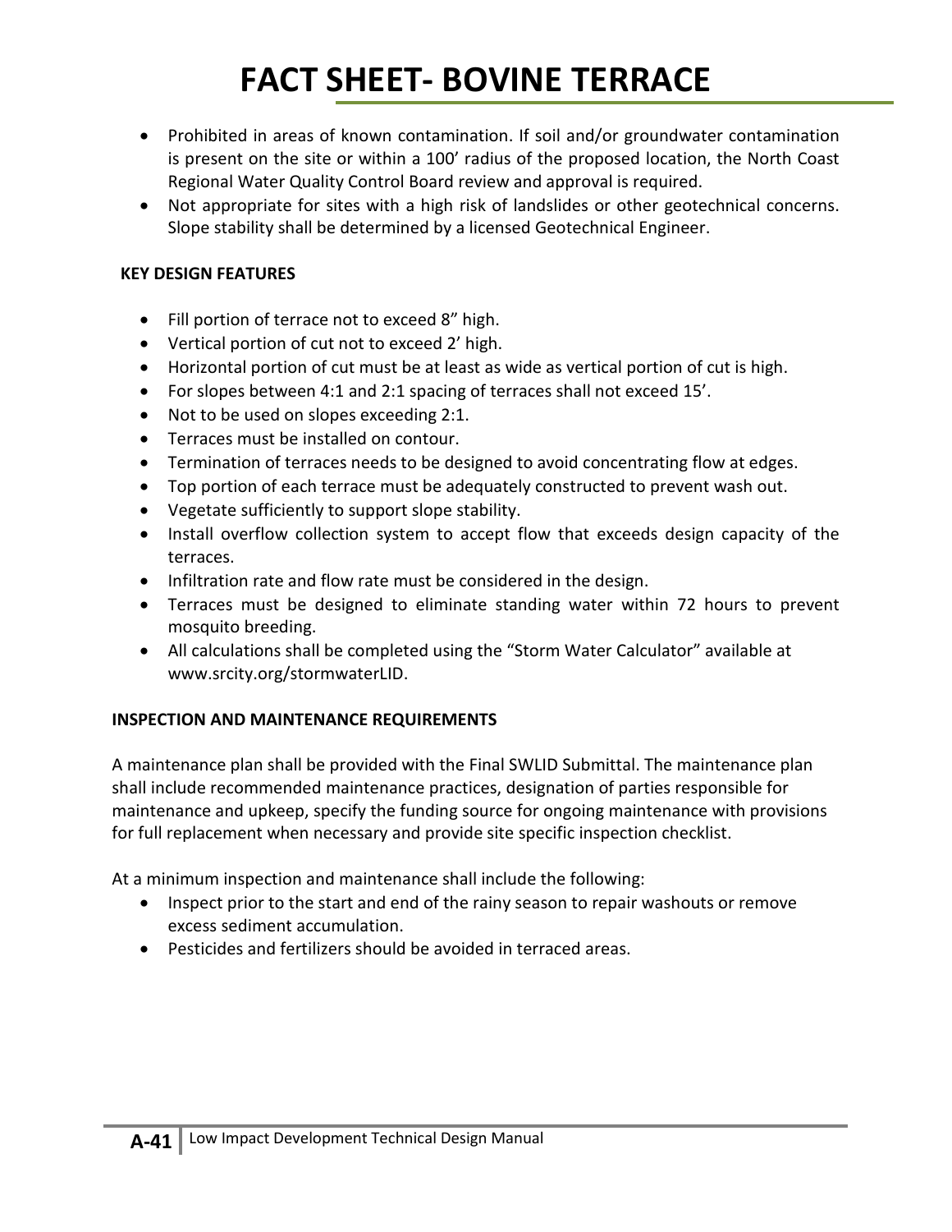# FACT SHEET- BOVINE TERRACE

- Prohibited in areas of known contamination. If soil and/or groundwater contamination is present on the site or within a 100' radius of the proposed location, the North Coast Regional Water Quality Control Board review and approval is required.
- Not appropriate for sites with a high risk of landslides or other geotechnical concerns. Slope stability shall be determined by a licensed Geotechnical Engineer.

**KEY DESIGN FEATURES**

- Fill portion of terrace not to exceed 8" high.
- Vertical portion of cut not to exceed 2' high.
- Horizontal portion of cut must be at least as wide as vertical portion of cut is high.
- For slopes between 4:1 and 2:1 spacing of terraces shall not exceed 15'.
- Not to be used on slopes exceeding 2:1.
- Terraces must be installed on contour.
- Termination of terraces needs to be designed to avoid concentrating flow at edges.
- Top portion of each terrace must be adequately constructed to prevent wash out.
- Vegetate sufficiently to support slope stability.
- Install overflow collection system to accept flow that exceeds design capacity of the terraces.
- Infiltration rate and flow rate must be considered in the design.
- Terraces must be designed to eliminate standing water within 72 hours to prevent mosquito breeding.
- All calculations shall be completed using the "Storm Water Calculator" available at www.srcity.org/stormwaterLID.

**INSPECTION AND MAINTENANCE REQUIREMENTS**

A maintenance plan shall be provided with the Final SWLID Submittal. The maintenance plan shall include recommended maintenance practices, designation of parties responsible for maintenance and upkeep, specify the funding source for ongoing maintenance with provisions for full replacement when necessary and provide site specific inspection checklist.

At a minimum inspection and maintenance shall include the following:

- Inspect prior to the start and end of the rainy season to repair washouts or remove excess sediment accumulation.
- Pesticides and fertilizers should be avoided in terraced areas.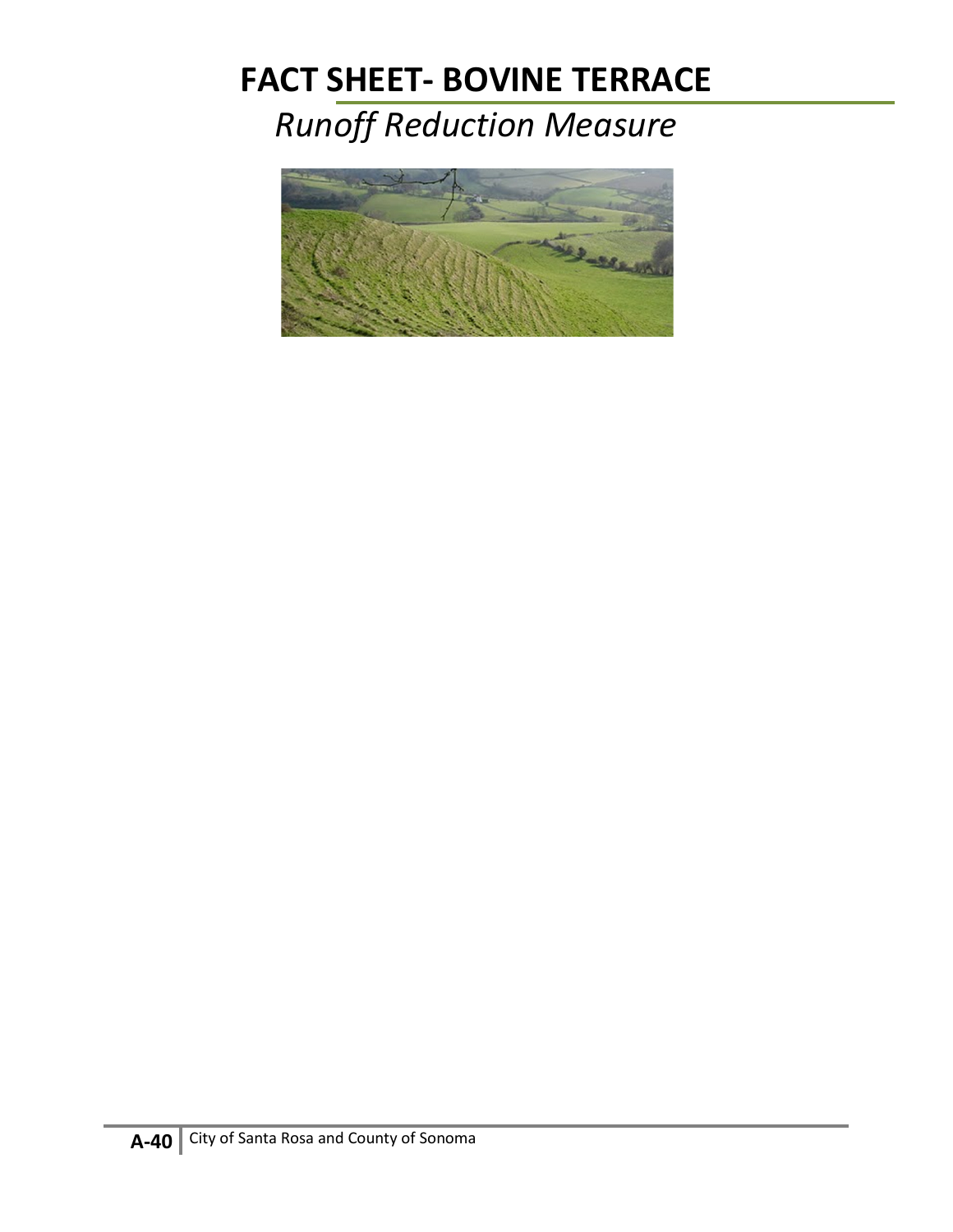# FACT SHEET- BOVINE TERRACE

## *Runoff Reduction Measure*